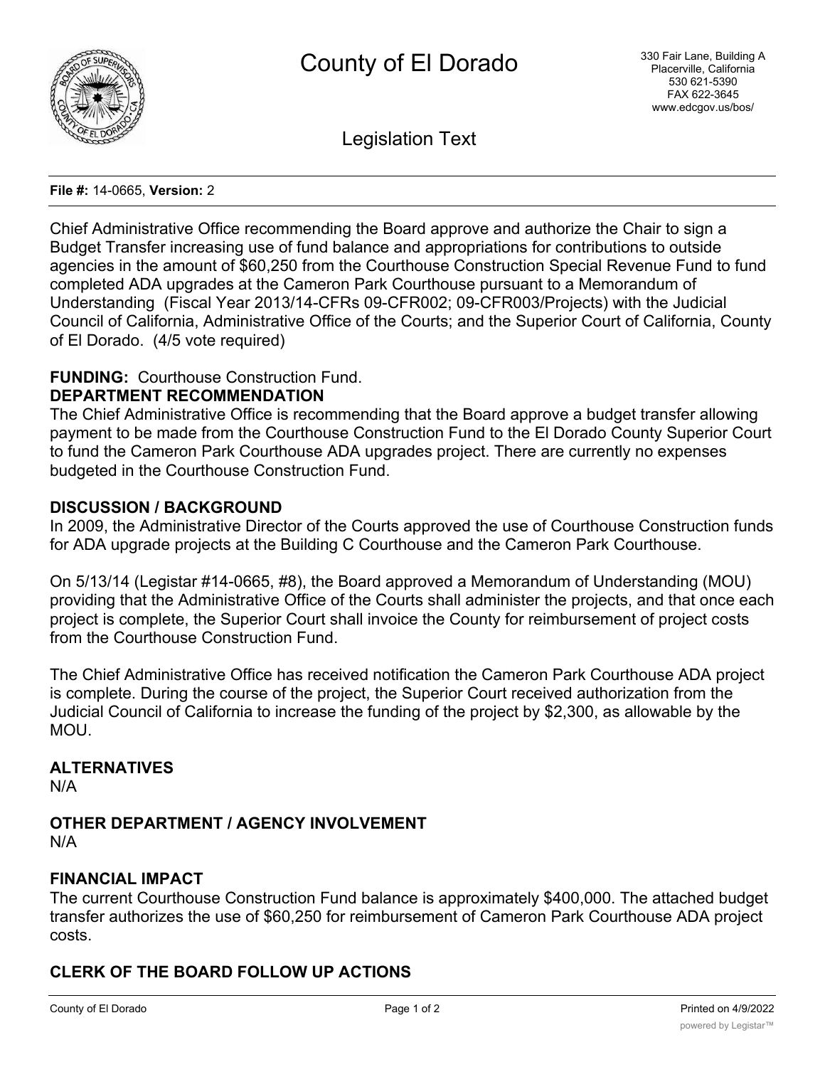# County of El Dorado

330 Fair Lane, Building A
Placerville, California
530 621-5390
FAX 622-3645
www.edcgov.us/bos/

## Legislation Text

**File #:** 14-0665, **Version:** 2

Chief Administrative Office recommending the Board approve and authorize the Chair to sign a Budget Transfer increasing use of fund balance and appropriations for contributions to outside agencies in the amount of $60,250 from the Courthouse Construction Special Revenue Fund to fund completed ADA upgrades at the Cameron Park Courthouse pursuant to a Memorandum of Understanding (Fiscal Year 2013/14-CFRs 09-CFR002; 09-CFR003/Projects) with the Judicial Council of California, Administrative Office of the Courts; and the Superior Court of California, County of El Dorado. (4/5 vote required)

**FUNDING:** Courthouse Construction Fund.

**DEPARTMENT RECOMMENDATION**

The Chief Administrative Office is recommending that the Board approve a budget transfer allowing payment to be made from the Courthouse Construction Fund to the El Dorado County Superior Court to fund the Cameron Park Courthouse ADA upgrades project. There are currently no expenses budgeted in the Courthouse Construction Fund.

**DISCUSSION / BACKGROUND**

In 2009, the Administrative Director of the Courts approved the use of Courthouse Construction funds for ADA upgrade projects at the Building C Courthouse and the Cameron Park Courthouse.

On 5/13/14 (Legistar #14-0665, #8), the Board approved a Memorandum of Understanding (MOU) providing that the Administrative Office of the Courts shall administer the projects, and that once each project is complete, the Superior Court shall invoice the County for reimbursement of project costs from the Courthouse Construction Fund.

The Chief Administrative Office has received notification the Cameron Park Courthouse ADA project is complete. During the course of the project, the Superior Court received authorization from the Judicial Council of California to increase the funding of the project by $2,300, as allowable by the MOU.

**ALTERNATIVES**

N/A

**OTHER DEPARTMENT / AGENCY INVOLVEMENT**

N/A

**FINANCIAL IMPACT**

The current Courthouse Construction Fund balance is approximately $400,000. The attached budget transfer authorizes the use of $60,250 for reimbursement of Cameron Park Courthouse ADA project costs.

**CLERK OF THE BOARD FOLLOW UP ACTIONS**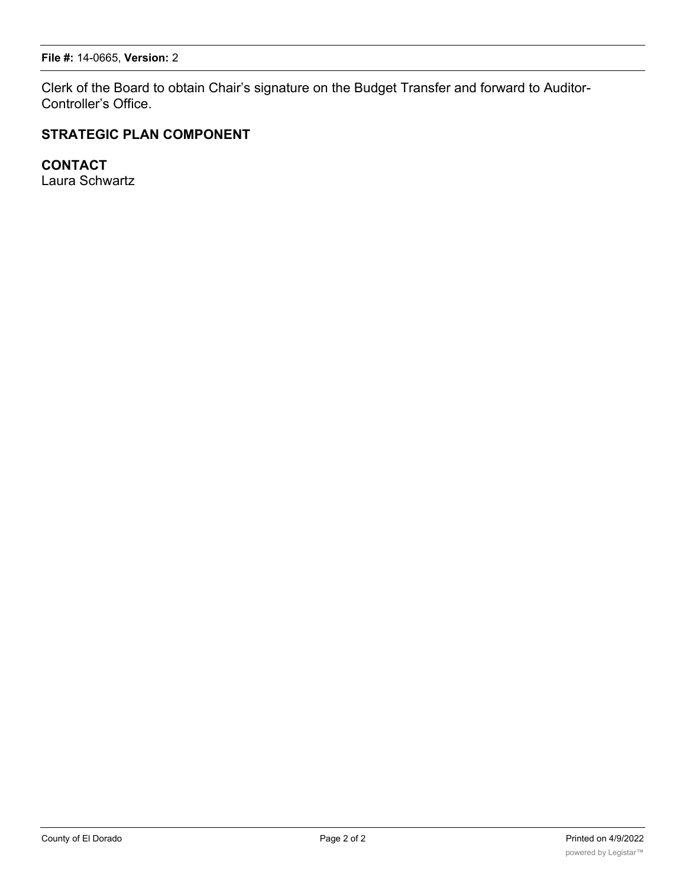Clerk of the Board to obtain Chair's signature on the Budget Transfer and forward to Auditor-Controller's Office.

## STRATEGIC PLAN COMPONENT

## CONTACT

Laura Schwartz